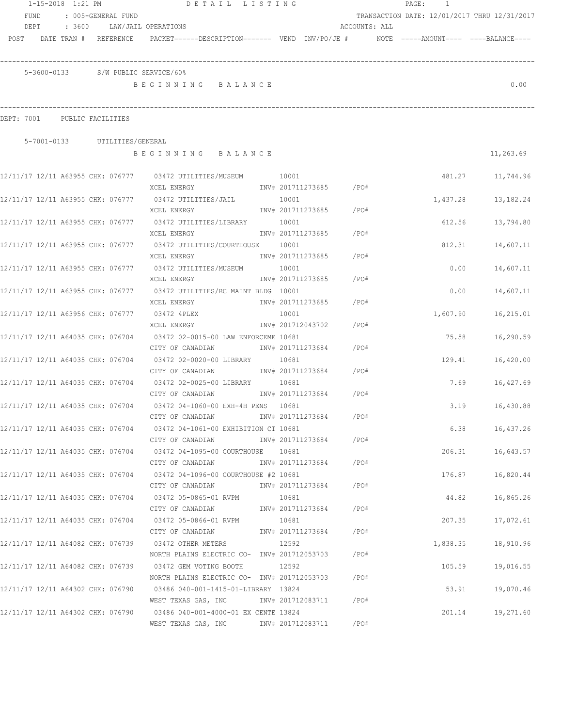1-15-2018 1:21 PM — DETAIL LISTING

FUND : 005-GENERAL FUND — TRANSACTION DATE: 12/01/2017 THRU 12/31/2017

DEPT : 3600 LAW/JAIL OPERATIONS — ACCOUNTS: ALL

POST DATE TRAN # REFERENCE PACKET======DESCRIPTION======= VEND INV/PO/JE # NOTE =====AMOUNT==== ====BALANCE====

5-3600-0133 S/W PUBLIC SERVICE/60%

B E G I N N I N G B A L A N C E — 0.00

DEPT: 7001 PUBLIC FACILITIES

5-7001-0133 UTILITIES/GENERAL

B E G I N N I N G B A L A N C E — 11,263.69

| POST | DATE | TRAN # | REFERENCE | PACKET | DESCRIPTION | VEND | INV/PO/JE # | NOTE | AMOUNT | BALANCE |
|---|---|---|---|---|---|---|---|---|---|---|
| 12/11/17 | 12/11 | A63955 | CHK: 076777 | 03472 | UTILITIES/MUSEUM | 10001 | | | 481.27 | 11,744.96 |
| | | | | | XCEL ENERGY | | INV# 201711273685 /PO# | | | |
| 12/11/17 | 12/11 | A63955 | CHK: 076777 | 03472 | UTILITIES/JAIL | 10001 | | | 1,437.28 | 13,182.24 |
| | | | | | XCEL ENERGY | | INV# 201711273685 /PO# | | | |
| 12/11/17 | 12/11 | A63955 | CHK: 076777 | 03472 | UTILITIES/LIBRARY | 10001 | | | 612.56 | 13,794.80 |
| | | | | | XCEL ENERGY | | INV# 201711273685 /PO# | | | |
| 12/11/17 | 12/11 | A63955 | CHK: 076777 | 03472 | UTILITIES/COURTHOUSE | 10001 | | | 812.31 | 14,607.11 |
| | | | | | XCEL ENERGY | | INV# 201711273685 /PO# | | | |
| 12/11/17 | 12/11 | A63955 | CHK: 076777 | 03472 | UTILITIES/MUSEUM | 10001 | | | 0.00 | 14,607.11 |
| | | | | | XCEL ENERGY | | INV# 201711273685 /PO# | | | |
| 12/11/17 | 12/11 | A63955 | CHK: 076777 | 03472 | UTILITIES/RC MAINT BLDG | 10001 | | | 0.00 | 14,607.11 |
| | | | | | XCEL ENERGY | | INV# 201711273685 /PO# | | | |
| 12/11/17 | 12/11 | A63956 | CHK: 076777 | 03472 | 4PLEX | 10001 | | | 1,607.90 | 16,215.01 |
| | | | | | XCEL ENERGY | | INV# 201712043702 /PO# | | | |
| 12/11/17 | 12/11 | A64035 | CHK: 076704 | 03472 | 02-0015-00 LAW ENFORCEME | 10681 | | | 75.58 | 16,290.59 |
| | | | | | CITY OF CANADIAN | | INV# 201711273684 /PO# | | | |
| 12/11/17 | 12/11 | A64035 | CHK: 076704 | 03472 | 02-0020-00 LIBRARY | 10681 | | | 129.41 | 16,420.00 |
| | | | | | CITY OF CANADIAN | | INV# 201711273684 /PO# | | | |
| 12/11/17 | 12/11 | A64035 | CHK: 076704 | 03472 | 02-0025-00 LIBRARY | 10681 | | | 7.69 | 16,427.69 |
| | | | | | CITY OF CANADIAN | | INV# 201711273684 /PO# | | | |
| 12/11/17 | 12/11 | A64035 | CHK: 076704 | 03472 | 04-1060-00 EXH-4H PENS | 10681 | | | 3.19 | 16,430.88 |
| | | | | | CITY OF CANADIAN | | INV# 201711273684 /PO# | | | |
| 12/11/17 | 12/11 | A64035 | CHK: 076704 | 03472 | 04-1061-00 EXHIBITION CT | 10681 | | | 6.38 | 16,437.26 |
| | | | | | CITY OF CANADIAN | | INV# 201711273684 /PO# | | | |
| 12/11/17 | 12/11 | A64035 | CHK: 076704 | 03472 | 04-1095-00 COURTHOUSE | 10681 | | | 206.31 | 16,643.57 |
| | | | | | CITY OF CANADIAN | | INV# 201711273684 /PO# | | | |
| 12/11/17 | 12/11 | A64035 | CHK: 076704 | 03472 | 04-1096-00 COURTHOUSE #2 | 10681 | | | 176.87 | 16,820.44 |
| | | | | | CITY OF CANADIAN | | INV# 201711273684 /PO# | | | |
| 12/11/17 | 12/11 | A64035 | CHK: 076704 | 03472 | 05-0865-01 RVPM | 10681 | | | 44.82 | 16,865.26 |
| | | | | | CITY OF CANADIAN | | INV# 201711273684 /PO# | | | |
| 12/11/17 | 12/11 | A64035 | CHK: 076704 | 03472 | 05-0866-01 RVPM | 10681 | | | 207.35 | 17,072.61 |
| | | | | | CITY OF CANADIAN | | INV# 201711273684 /PO# | | | |
| 12/11/17 | 12/11 | A64082 | CHK: 076739 | 03472 | OTHER METERS | 12592 | | | 1,838.35 | 18,910.96 |
| | | | | | NORTH PLAINS ELECTRIC CO- | | INV# 201712053703 /PO# | | | |
| 12/11/17 | 12/11 | A64082 | CHK: 076739 | 03472 | GEM VOTING BOOTH | 12592 | | | 105.59 | 19,016.55 |
| | | | | | NORTH PLAINS ELECTRIC CO- | | INV# 201712053703 /PO# | | | |
| 12/11/17 | 12/11 | A64302 | CHK: 076790 | 03486 | 040-001-1415-01-LIBRARY | 13824 | | | 53.91 | 19,070.46 |
| | | | | | WEST TEXAS GAS, INC | | INV# 201712083711 /PO# | | | |
| 12/11/17 | 12/11 | A64302 | CHK: 076790 | 03486 | 040-001-4000-01 EX CENTE | 13824 | | | 201.14 | 19,271.60 |
| | | | | | WEST TEXAS GAS, INC | | INV# 201712083711 /PO# | | | |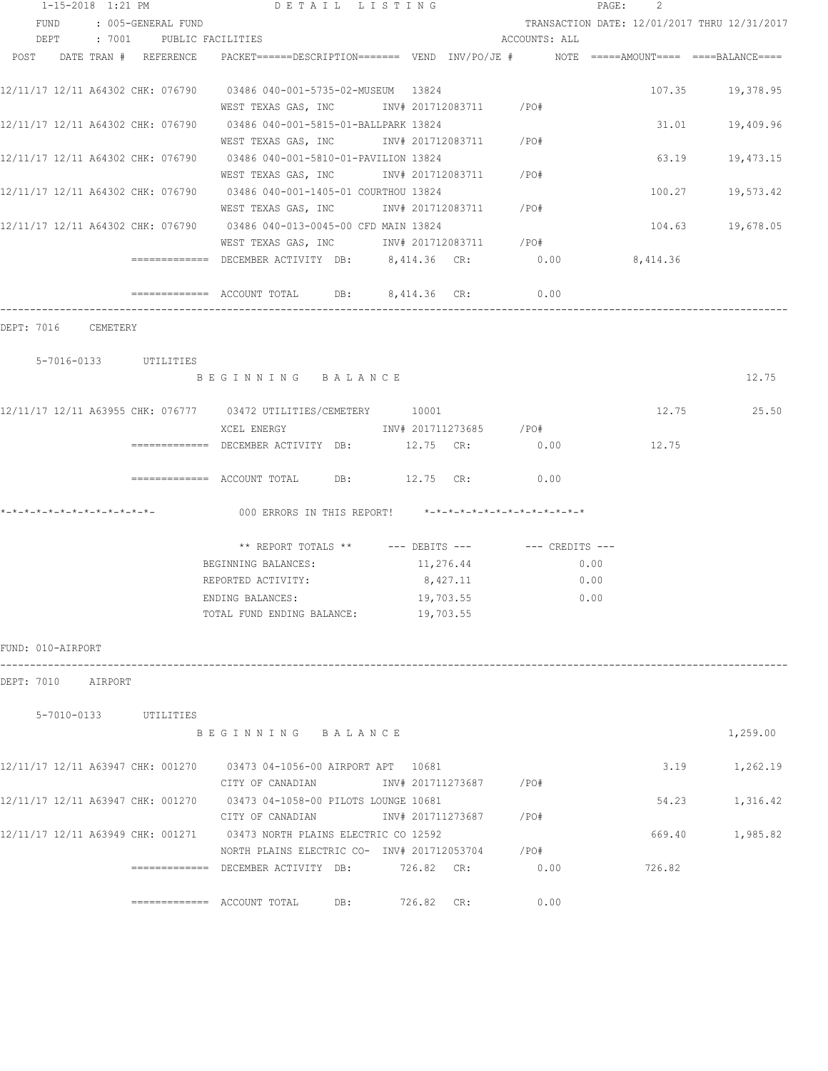FUND : 005-GENERAL FUND — TRANSACTION DATE: 12/01/2017 THRU 12/31/2017

DEPT : 7001 PUBLIC FACILITIES — ACCOUNTS: ALL

```
POST     DATE TRAN #  REFERENCE    PACKET======DESCRIPTION======= VEND  INV/PO/JE #      NOTE  =====AMOUNT====  ====BALANCE====

12/11/17 12/11 A64302 CHK: 076790    03486 040-001-5735-02-MUSEUM  13824                                107.35        19,378.95
                                     WEST TEXAS GAS, INC        INV# 201712083711      /PO#
12/11/17 12/11 A64302 CHK: 076790    03486 040-001-5815-01-BALLPARK 13824                                31.01        19,409.96
                                     WEST TEXAS GAS, INC        INV# 201712083711      /PO#
12/11/17 12/11 A64302 CHK: 076790    03486 040-001-5810-01-PAVILION 13824                                63.19        19,473.15
                                     WEST TEXAS GAS, INC        INV# 201712083711      /PO#
12/11/17 12/11 A64302 CHK: 076790    03486 040-001-1405-01 COURTHOU 13824                               100.27        19,573.42
                                     WEST TEXAS GAS, INC        INV# 201712083711      /PO#
12/11/17 12/11 A64302 CHK: 076790    03486 040-013-0045-00 CFD MAIN 13824                               104.63        19,678.05
                                     WEST TEXAS GAS, INC        INV# 201712083711      /PO#
                    =============  DECEMBER ACTIVITY  DB:     8,414.36   CR:         0.00          8,414.36

                    =============  ACCOUNT TOTAL      DB:     8,414.36   CR:         0.00
-------------------------------------------------------------------------------------------------------------------------------
DEPT: 7016    CEMETERY

   5-7016-0133      UTILITIES
                           B E G I N N I N G   B A L A N C E                                                        12.75

12/11/17 12/11 A63955 CHK: 076777    03472 UTILITIES/CEMETERY      10001                                 12.75            25.50
                                     XCEL ENERGY                INV# 201711273685      /PO#
                    =============  DECEMBER ACTIVITY  DB:        12.75   CR:         0.00             12.75

                    =============  ACCOUNT TOTAL      DB:        12.75   CR:         0.00

*-*-*-*-*-*-*-*-*-*-*-*-*-            000 ERRORS IN THIS REPORT!    *-*-*-*-*-*-*-*-*-*-*-*-*-*

                           ** REPORT TOTALS **       --- DEBITS ---        --- CREDITS ---
                         BEGINNING BALANCES:             11,276.44                   0.00
                         REPORTED ACTIVITY:               8,427.11                   0.00
                         ENDING BALANCES:                19,703.55                   0.00
                         TOTAL FUND ENDING BALANCE:      19,703.55

FUND: 010-AIRPORT
-------------------------------------------------------------------------------------------------------------------------------
DEPT: 7010    AIRPORT

   5-7010-0133      UTILITIES
                           B E G I N N I N G   B A L A N C E                                                     1,259.00

12/11/17 12/11 A63947 CHK: 001270    03473 04-1056-00 AIRPORT APT   10681                                 3.19         1,262.19
                                     CITY OF CANADIAN           INV# 201711273687      /PO#
12/11/17 12/11 A63947 CHK: 001270    03473 04-1058-00 PILOTS LOUNGE 10681                                54.23         1,316.42
                                     CITY OF CANADIAN           INV# 201711273687      /PO#
12/11/17 12/11 A63949 CHK: 001271    03473 NORTH PLAINS ELECTRIC CO 12592                               669.40         1,985.82
                                     NORTH PLAINS ELECTRIC CO-  INV# 201712053704      /PO#
                    =============  DECEMBER ACTIVITY  DB:       726.82   CR:         0.00            726.82

                    =============  ACCOUNT TOTAL      DB:       726.82   CR:         0.00
```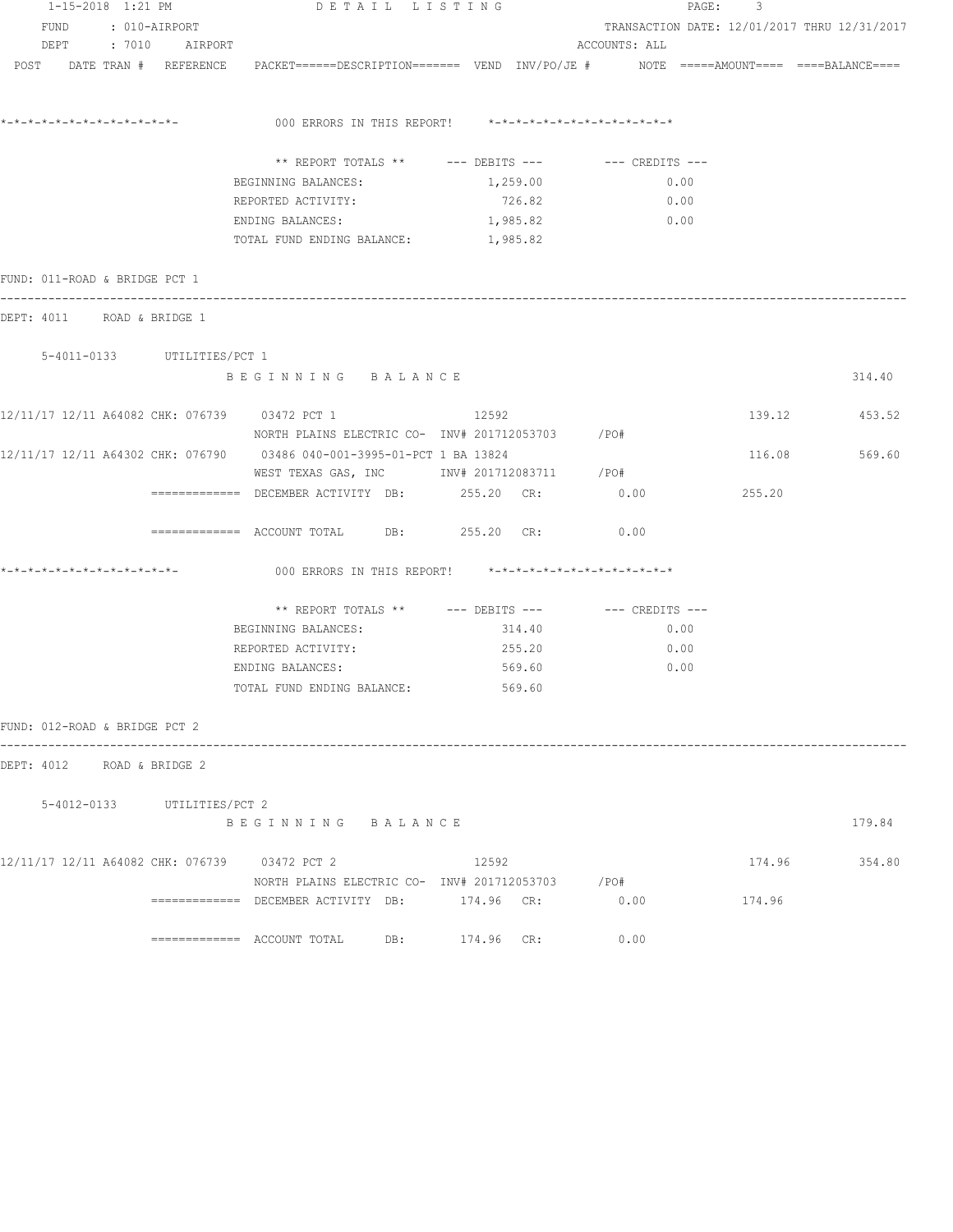**DETAIL LISTING**

FUND : 010-AIRPORT
DEPT : 7010 AIRPORT

TRANSACTION DATE: 12/01/2017 THRU 12/31/2017
ACCOUNTS: ALL

POST DATE TRAN # REFERENCE PACKET======DESCRIPTION======= VEND INV/PO/JE # NOTE =====AMOUNT==== ====BALANCE====

*-*-*-*-*-*-*-*-*-*-*-*-*-  000 ERRORS IN THIS REPORT!  *-*-*-*-*-*-*-*-*-*-*-*-*-*

| ** REPORT TOTALS ** | --- DEBITS --- | --- CREDITS --- |
|---|---|---|
| BEGINNING BALANCES: | 1,259.00 | 0.00 |
| REPORTED ACTIVITY: | 726.82 | 0.00 |
| ENDING BALANCES: | 1,985.82 | 0.00 |
| TOTAL FUND ENDING BALANCE: | 1,985.82 | |

FUND: 011-ROAD & BRIDGE PCT 1

---

DEPT: 4011 ROAD & BRIDGE 1

5-4011-0133 UTILITIES/PCT 1

BEGINNING BALANCE 314.40

| POST DATE | TRAN # | REFERENCE | PACKET / DESCRIPTION | VEND | INV/PO/JE # | AMOUNT | BALANCE |
|---|---|---|---|---|---|---|---|
| 12/11/17 | 12/11 A64082 | CHK: 076739 | 03472 PCT 1 — NORTH PLAINS ELECTRIC CO- | 12592 | INV# 201712053703 /PO# | 139.12 | 453.52 |
| 12/11/17 | 12/11 A64302 | CHK: 076790 | 03486 040-001-3995-01-PCT 1 BA — WEST TEXAS GAS, INC | 13824 | INV# 201712083711 /PO# | 116.08 | 569.60 |

============= DECEMBER ACTIVITY DB: 255.20 CR: 0.00 255.20

============= ACCOUNT TOTAL DB: 255.20 CR: 0.00

*-*-*-*-*-*-*-*-*-*-*-*-*-  000 ERRORS IN THIS REPORT!  *-*-*-*-*-*-*-*-*-*-*-*-*-*

| ** REPORT TOTALS ** | --- DEBITS --- | --- CREDITS --- |
|---|---|---|
| BEGINNING BALANCES: | 314.40 | 0.00 |
| REPORTED ACTIVITY: | 255.20 | 0.00 |
| ENDING BALANCES: | 569.60 | 0.00 |
| TOTAL FUND ENDING BALANCE: | 569.60 | |

FUND: 012-ROAD & BRIDGE PCT 2

---

DEPT: 4012 ROAD & BRIDGE 2

5-4012-0133 UTILITIES/PCT 2

BEGINNING BALANCE 179.84

| POST DATE | TRAN # | REFERENCE | PACKET / DESCRIPTION | VEND | INV/PO/JE # | AMOUNT | BALANCE |
|---|---|---|---|---|---|---|---|
| 12/11/17 | 12/11 A64082 | CHK: 076739 | 03472 PCT 2 — NORTH PLAINS ELECTRIC CO- | 12592 | INV# 201712053703 /PO# | 174.96 | 354.80 |

============= DECEMBER ACTIVITY DB: 174.96 CR: 0.00 174.96

============= ACCOUNT TOTAL DB: 174.96 CR: 0.00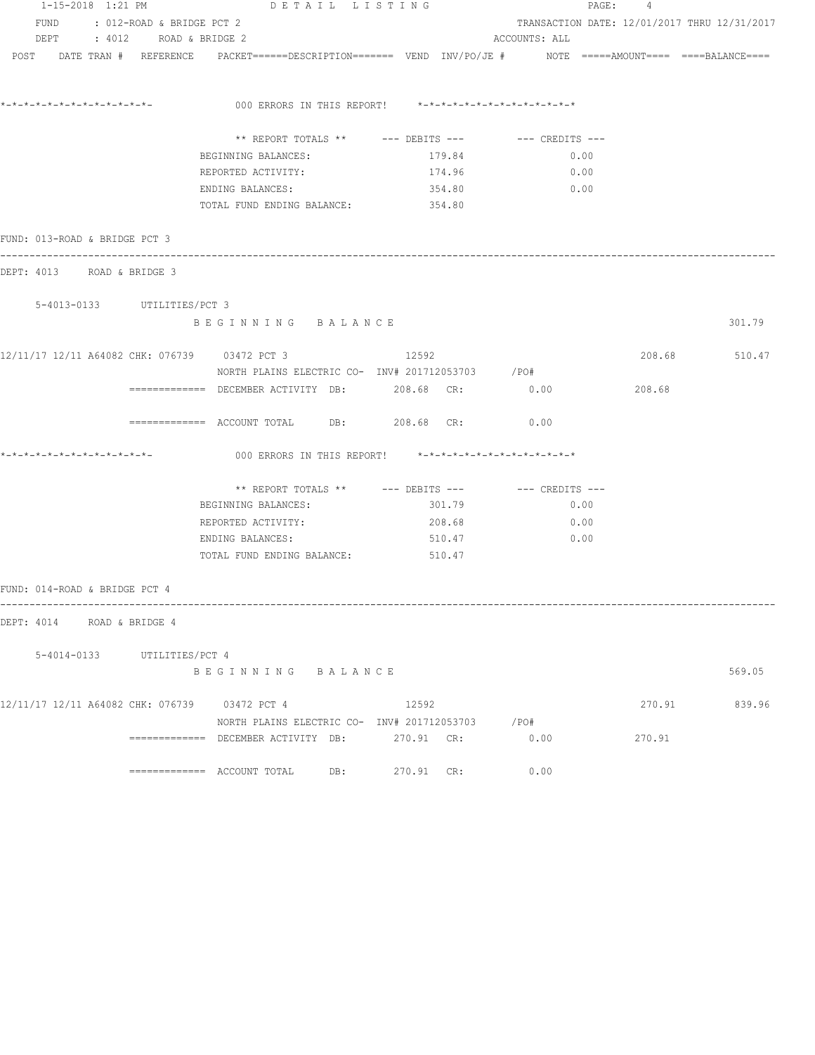```
1-15-2018 1:21 PM                    D E T A I L   L I S T I N G                         PAGE:    4
FUND     : 012-ROAD & BRIDGE PCT 2                                        TRANSACTION DATE: 12/01/2017 THRU 12/31/2017
DEPT     : 4012    ROAD & BRIDGE 2                                        ACCOUNTS: ALL
POST   DATE TRAN #  REFERENCE   PACKET======DESCRIPTION=======  VEND  INV/PO/JE #      NOTE  =====AMOUNT====  ====BALANCE====


*-*-*-*-*-*-*-*-*-*-*-*-*-*-          000 ERRORS IN THIS REPORT!    *-*-*-*-*-*-*-*-*-*-*-*-*-*-*

                              ** REPORT TOTALS **     --- DEBITS ---        --- CREDITS ---
                           BEGINNING BALANCES:               179.84                 0.00
                           REPORTED ACTIVITY:                174.96                 0.00
                           ENDING BALANCES:                  354.80                 0.00
                           TOTAL FUND ENDING BALANCE:        354.80

FUND: 013-ROAD & BRIDGE PCT 3
--------------------------------------------------------------------------------------------------------------------------
DEPT: 4013    ROAD & BRIDGE 3

    5-4013-0133       UTILITIES/PCT 3
                           B E G I N N I N G   B A L A N C E                                                    301.79

12/11/17 12/11 A64082 CHK: 076739    03472 PCT 3               12592                                208.68        510.47
                           NORTH PLAINS ELECTRIC CO-  INV# 201712053703     /PO#
               =============  DECEMBER ACTIVITY  DB:       208.68  CR:          0.00           208.68

               =============  ACCOUNT TOTAL      DB:       208.68  CR:          0.00

*-*-*-*-*-*-*-*-*-*-*-*-*-*-          000 ERRORS IN THIS REPORT!    *-*-*-*-*-*-*-*-*-*-*-*-*-*-*

                              ** REPORT TOTALS **     --- DEBITS ---        --- CREDITS ---
                           BEGINNING BALANCES:               301.79                 0.00
                           REPORTED ACTIVITY:                208.68                 0.00
                           ENDING BALANCES:                  510.47                 0.00
                           TOTAL FUND ENDING BALANCE:        510.47

FUND: 014-ROAD & BRIDGE PCT 4
--------------------------------------------------------------------------------------------------------------------------
DEPT: 4014    ROAD & BRIDGE 4

    5-4014-0133       UTILITIES/PCT 4
                           B E G I N N I N G   B A L A N C E                                                    569.05

12/11/17 12/11 A64082 CHK: 076739    03472 PCT 4               12592                                270.91        839.96
                           NORTH PLAINS ELECTRIC CO-  INV# 201712053703     /PO#
               =============  DECEMBER ACTIVITY  DB:       270.91  CR:          0.00           270.91

               =============  ACCOUNT TOTAL      DB:       270.91  CR:          0.00
```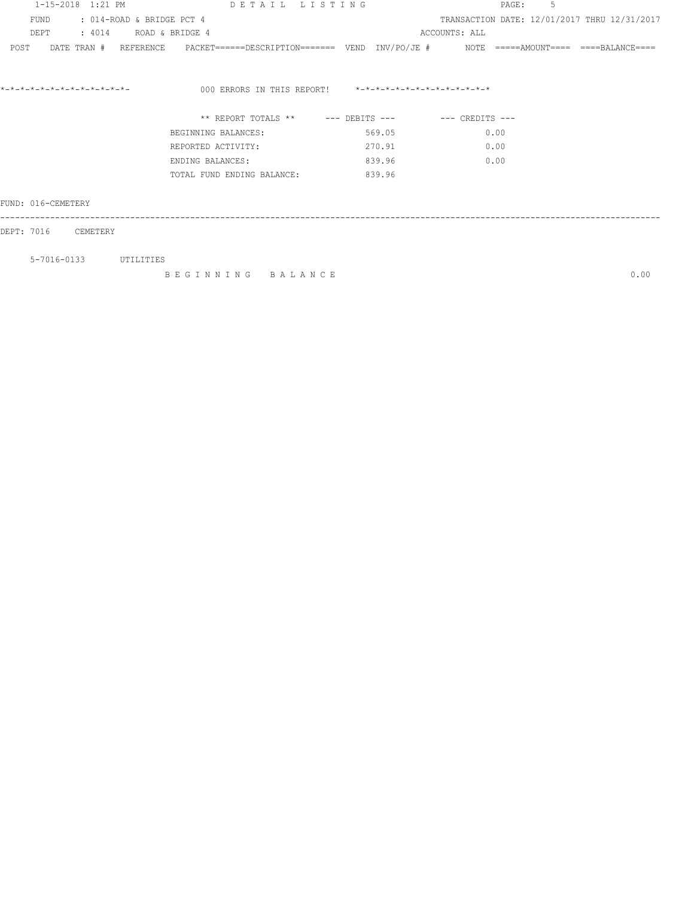1-15-2018 1:21 PM DETAIL LISTING

FUND : 014-ROAD & BRIDGE PCT 4 TRANSACTION DATE: 12/01/2017 THRU 12/31/2017

DEPT : 4014 ROAD & BRIDGE 4 ACCOUNTS: ALL

POST DATE TRAN # REFERENCE PACKET======DESCRIPTION======= VEND INV/PO/JE # NOTE =====AMOUNT==== ====BALANCE====

*-*-*-*-*-*-*-*-*-*-*-*-*-*- 000 ERRORS IN THIS REPORT! *-*-*-*-*-*-*-*-*-*-*-*-*-*

| ** REPORT TOTALS ** | --- DEBITS --- | --- CREDITS --- |
|---|---|---|
| BEGINNING BALANCES: | 569.05 | 0.00 |
| REPORTED ACTIVITY: | 270.91 | 0.00 |
| ENDING BALANCES: | 839.96 | 0.00 |
| TOTAL FUND ENDING BALANCE: | 839.96 | |

FUND: 016-CEMETERY

---

DEPT: 7016 CEMETERY

5-7016-0133 UTILITIES

BEGINNING BALANCE 0.00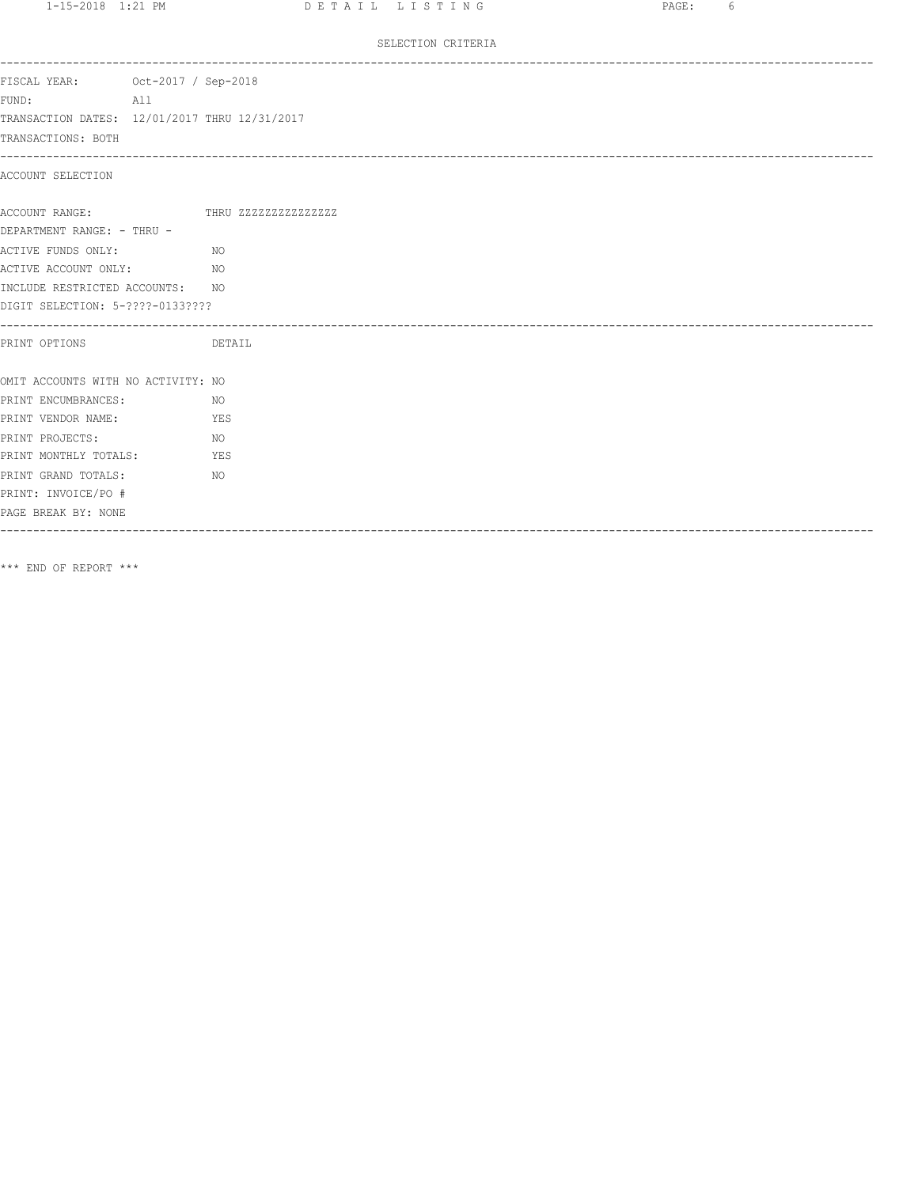SELECTION CRITERIA

---

FISCAL YEAR: Oct-2017 / Sep-2018
FUND: All
TRANSACTION DATES: 12/01/2017 THRU 12/31/2017
TRANSACTIONS: BOTH

---

ACCOUNT SELECTION

ACCOUNT RANGE: THRU ZZZZZZZZZZZZZZZ
DEPARTMENT RANGE: - THRU -
ACTIVE FUNDS ONLY: NO
ACTIVE ACCOUNT ONLY: NO
INCLUDE RESTRICTED ACCOUNTS: NO
DIGIT SELECTION: 5-????-0133????

---

PRINT OPTIONS DETAIL

OMIT ACCOUNTS WITH NO ACTIVITY: NO
PRINT ENCUMBRANCES: NO
PRINT VENDOR NAME: YES
PRINT PROJECTS: NO
PRINT MONTHLY TOTALS: YES
PRINT GRAND TOTALS: NO
PRINT: INVOICE/PO #
PAGE BREAK BY: NONE

---

*** END OF REPORT ***